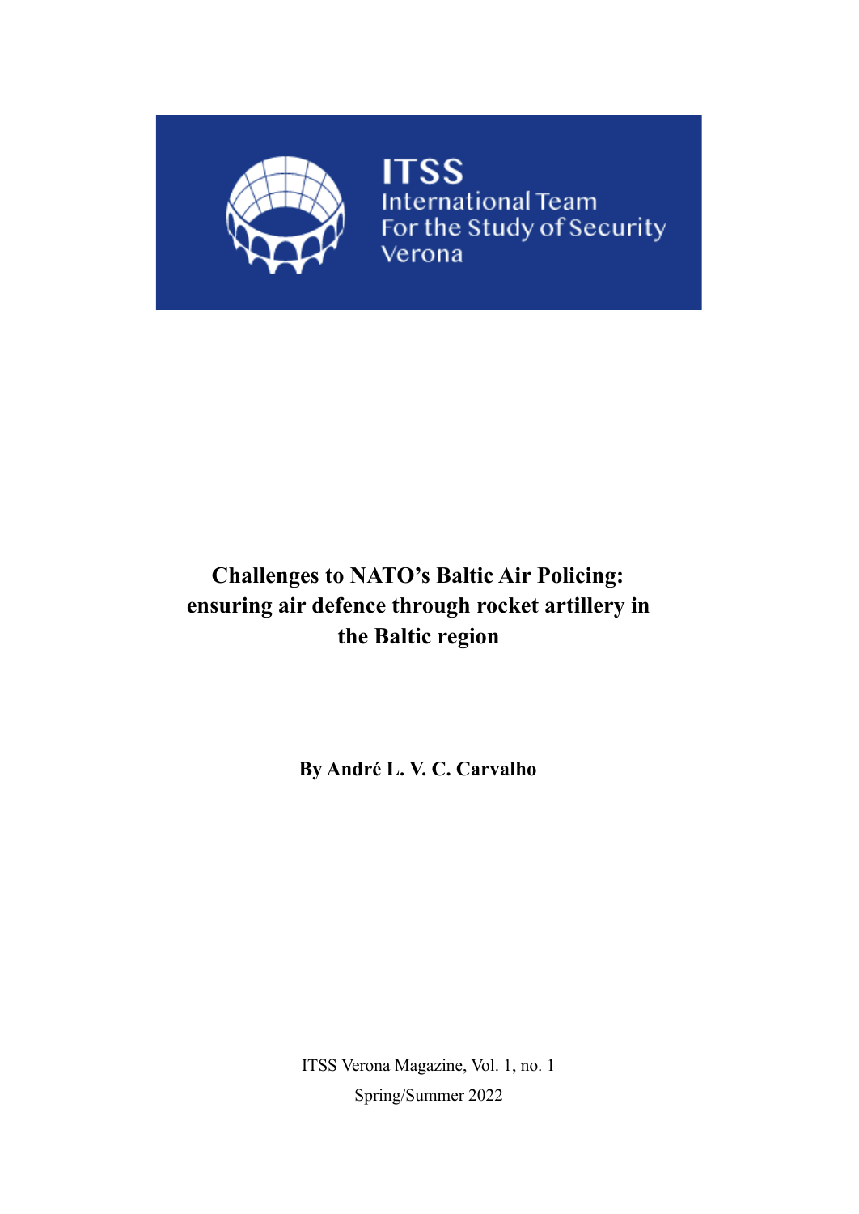ITSS

International Team For the Study of Security Verona

# Challenges to NATO's Baltic Air Policing: ensuring air defence through rocket artillery in the Baltic region

**By André L. V. C. Carvalho**

ITSS Verona Magazine, Vol. 1, no. 1

Spring/Summer 2022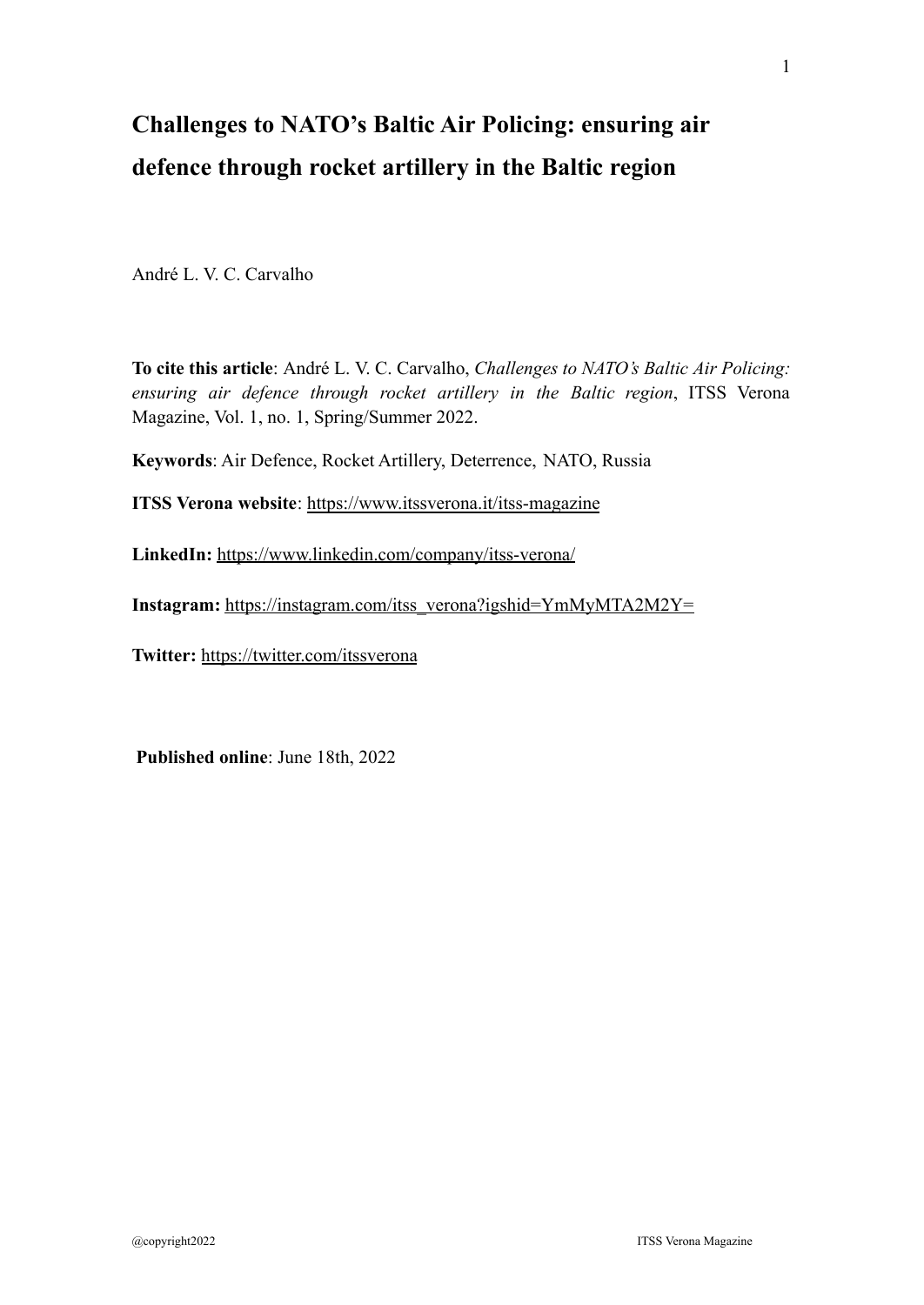# Challenges to NATO's Baltic Air Policing: ensuring air defence through rocket artillery in the Baltic region

André L. V. C. Carvalho

**To cite this article**: André L. V. C. Carvalho, *Challenges to NATO's Baltic Air Policing: ensuring air defence through rocket artillery in the Baltic region*, ITSS Verona Magazine, Vol. 1, no. 1, Spring/Summer 2022.

**Keywords**: Air Defence, Rocket Artillery, Deterrence, NATO, Russia

**ITSS Verona website**: https://www.itssverona.it/itss-magazine

**LinkedIn:** https://www.linkedin.com/company/itss-verona/

**Instagram:** https://instagram.com/itss_verona?igshid=YmMyMTA2M2Y=

**Twitter:** https://twitter.com/itssverona

**Published online**: June 18th, 2022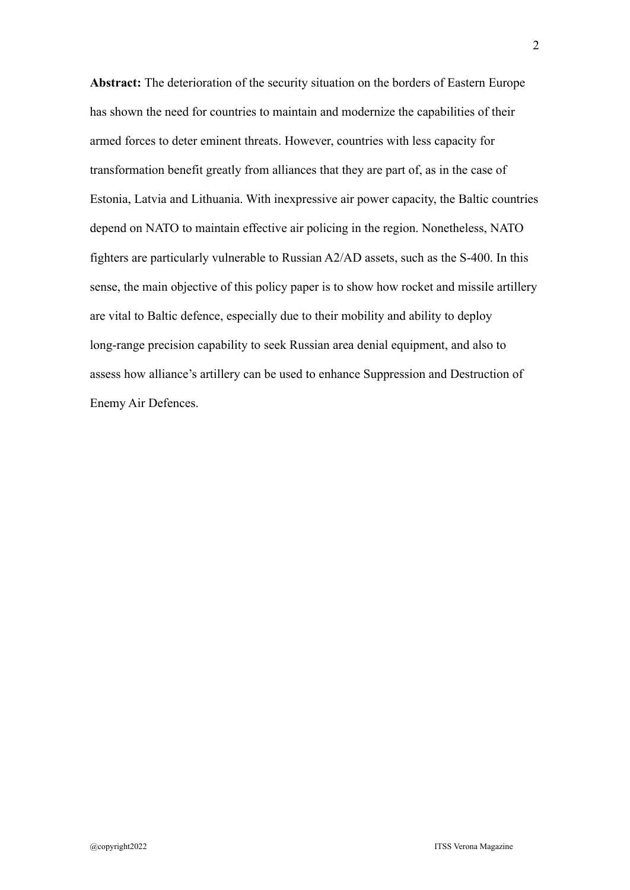**Abstract:** The deterioration of the security situation on the borders of Eastern Europe has shown the need for countries to maintain and modernize the capabilities of their armed forces to deter eminent threats. However, countries with less capacity for transformation benefit greatly from alliances that they are part of, as in the case of Estonia, Latvia and Lithuania. With inexpressive air power capacity, the Baltic countries depend on NATO to maintain effective air policing in the region. Nonetheless, NATO fighters are particularly vulnerable to Russian A2/AD assets, such as the S-400. In this sense, the main objective of this policy paper is to show how rocket and missile artillery are vital to Baltic defence, especially due to their mobility and ability to deploy long-range precision capability to seek Russian area denial equipment, and also to assess how alliance's artillery can be used to enhance Suppression and Destruction of Enemy Air Defences.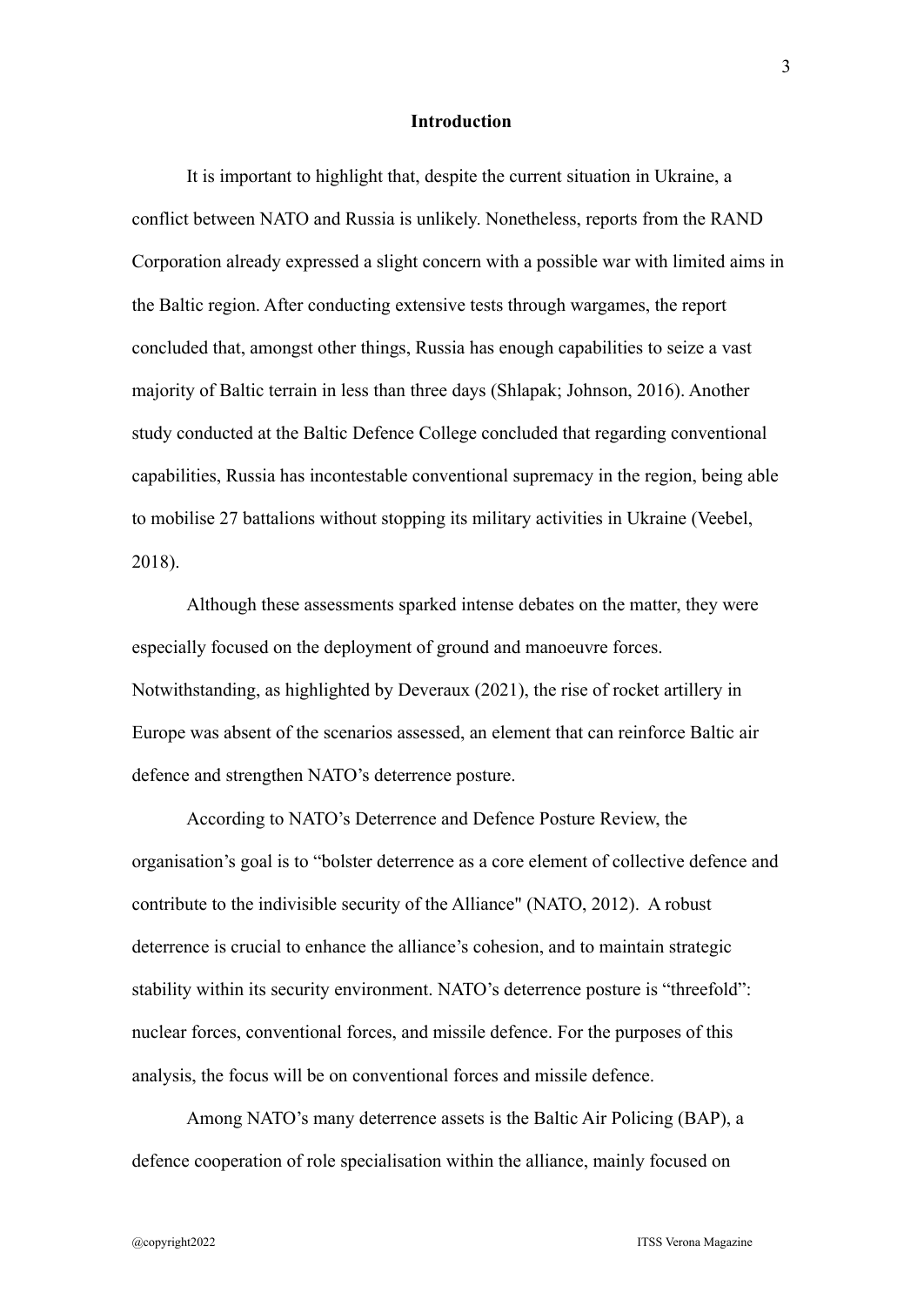## Introduction

It is important to highlight that, despite the current situation in Ukraine, a conflict between NATO and Russia is unlikely. Nonetheless, reports from the RAND Corporation already expressed a slight concern with a possible war with limited aims in the Baltic region. After conducting extensive tests through wargames, the report concluded that, amongst other things, Russia has enough capabilities to seize a vast majority of Baltic terrain in less than three days (Shlapak; Johnson, 2016). Another study conducted at the Baltic Defence College concluded that regarding conventional capabilities, Russia has incontestable conventional supremacy in the region, being able to mobilise 27 battalions without stopping its military activities in Ukraine (Veebel, 2018).

Although these assessments sparked intense debates on the matter, they were especially focused on the deployment of ground and manoeuvre forces. Notwithstanding, as highlighted by Deveraux (2021), the rise of rocket artillery in Europe was absent of the scenarios assessed, an element that can reinforce Baltic air defence and strengthen NATO's deterrence posture.

According to NATO's Deterrence and Defence Posture Review, the organisation's goal is to "bolster deterrence as a core element of collective defence and contribute to the indivisible security of the Alliance" (NATO, 2012). A robust deterrence is crucial to enhance the alliance's cohesion, and to maintain strategic stability within its security environment. NATO's deterrence posture is "threefold": nuclear forces, conventional forces, and missile defence. For the purposes of this analysis, the focus will be on conventional forces and missile defence.

Among NATO's many deterrence assets is the Baltic Air Policing (BAP), a defence cooperation of role specialisation within the alliance, mainly focused on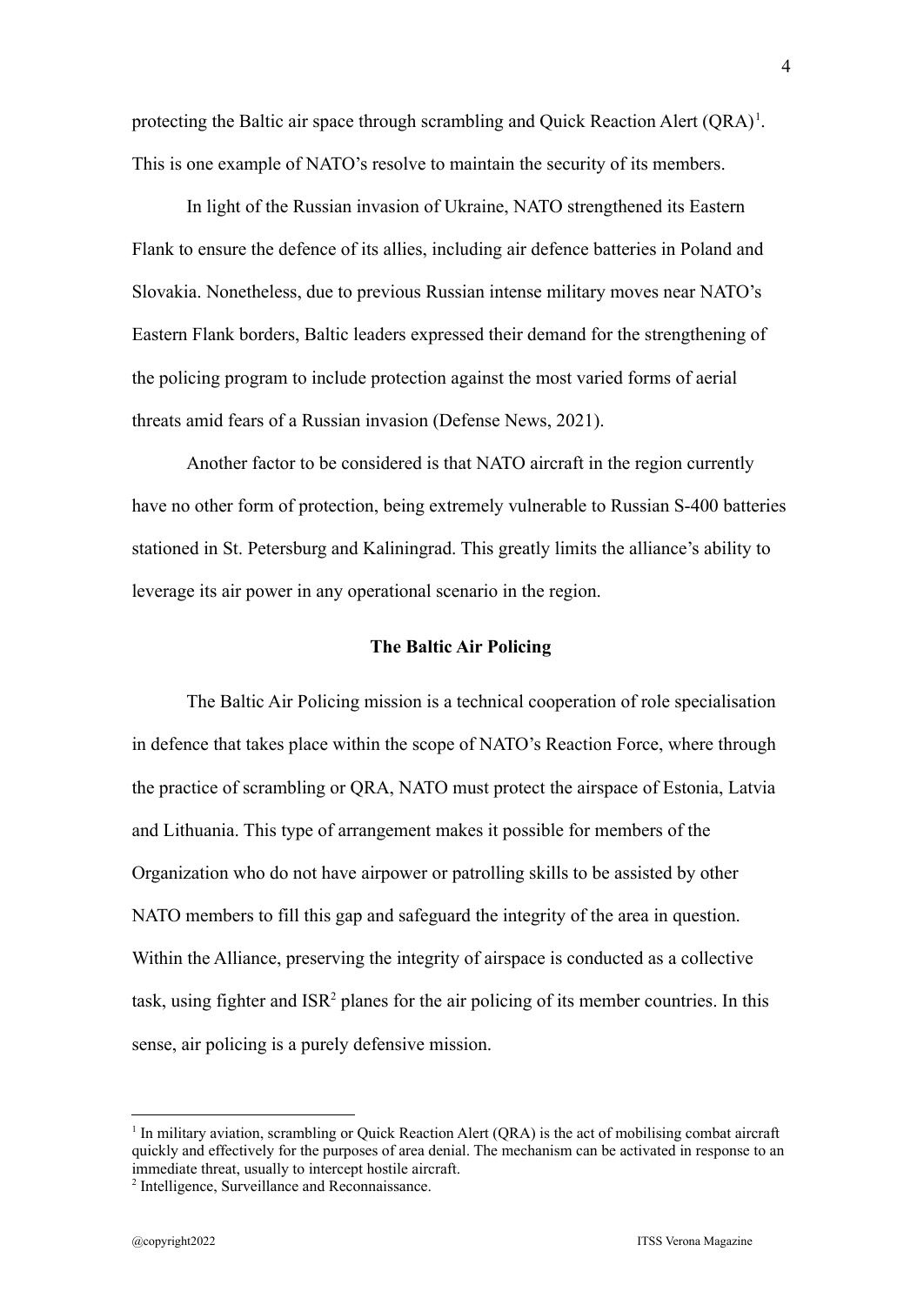protecting the Baltic air space through scrambling and Quick Reaction Alert (QRA)[1]. This is one example of NATO's resolve to maintain the security of its members.

In light of the Russian invasion of Ukraine, NATO strengthened its Eastern Flank to ensure the defence of its allies, including air defence batteries in Poland and Slovakia. Nonetheless, due to previous Russian intense military moves near NATO's Eastern Flank borders, Baltic leaders expressed their demand for the strengthening of the policing program to include protection against the most varied forms of aerial threats amid fears of a Russian invasion (Defense News, 2021).

Another factor to be considered is that NATO aircraft in the region currently have no other form of protection, being extremely vulnerable to Russian S-400 batteries stationed in St. Petersburg and Kaliningrad. This greatly limits the alliance's ability to leverage its air power in any operational scenario in the region.

## The Baltic Air Policing

The Baltic Air Policing mission is a technical cooperation of role specialisation in defence that takes place within the scope of NATO's Reaction Force, where through the practice of scrambling or QRA, NATO must protect the airspace of Estonia, Latvia and Lithuania. This type of arrangement makes it possible for members of the Organization who do not have airpower or patrolling skills to be assisted by other NATO members to fill this gap and safeguard the integrity of the area in question. Within the Alliance, preserving the integrity of airspace is conducted as a collective task, using fighter and ISR[2] planes for the air policing of its member countries. In this sense, air policing is a purely defensive mission.

---

[1] In military aviation, scrambling or Quick Reaction Alert (QRA) is the act of mobilising combat aircraft quickly and effectively for the purposes of area denial. The mechanism can be activated in response to an immediate threat, usually to intercept hostile aircraft.

[2] Intelligence, Surveillance and Reconnaissance.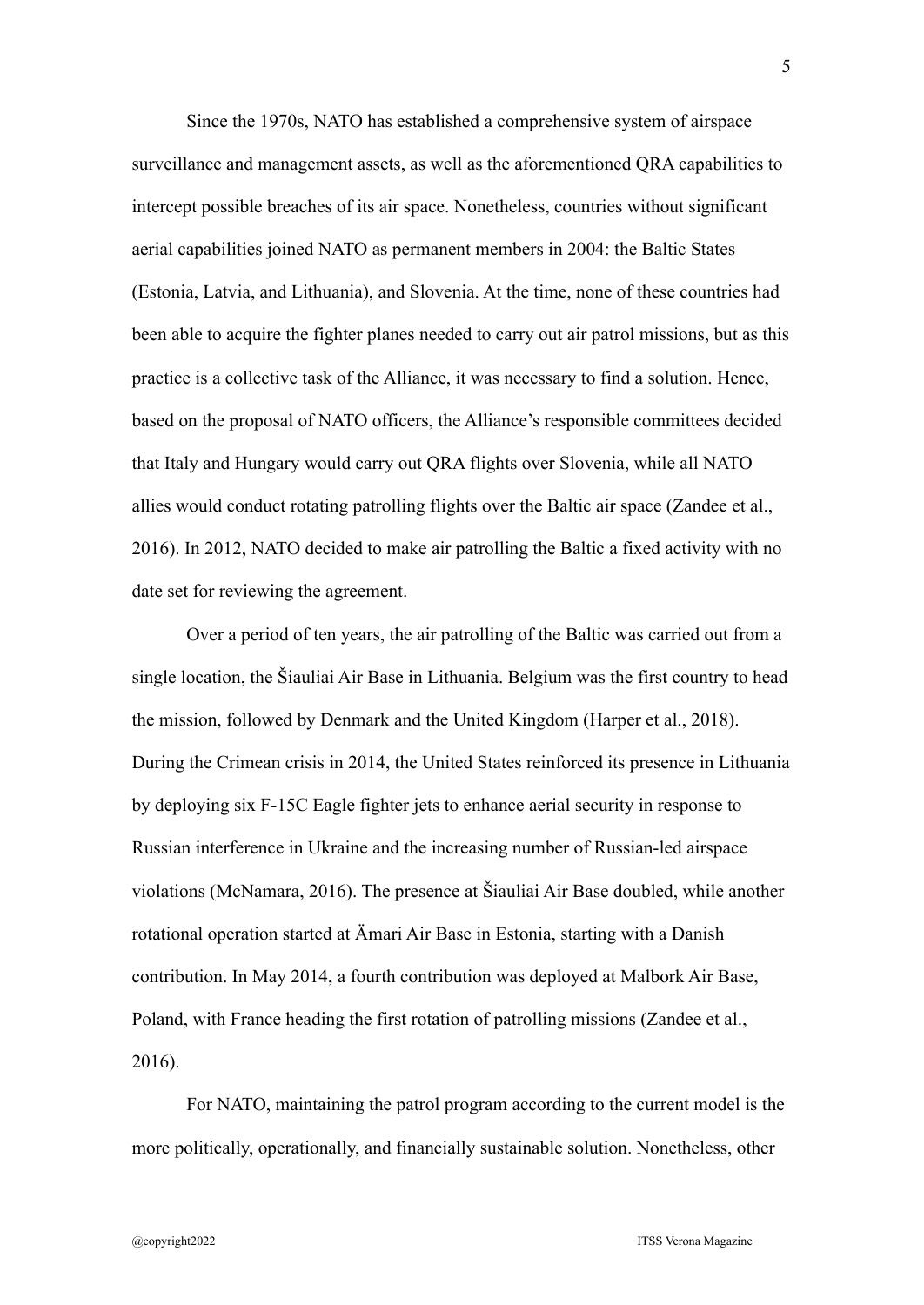Since the 1970s, NATO has established a comprehensive system of airspace surveillance and management assets, as well as the aforementioned QRA capabilities to intercept possible breaches of its air space. Nonetheless, countries without significant aerial capabilities joined NATO as permanent members in 2004: the Baltic States (Estonia, Latvia, and Lithuania), and Slovenia. At the time, none of these countries had been able to acquire the fighter planes needed to carry out air patrol missions, but as this practice is a collective task of the Alliance, it was necessary to find a solution. Hence, based on the proposal of NATO officers, the Alliance's responsible committees decided that Italy and Hungary would carry out QRA flights over Slovenia, while all NATO allies would conduct rotating patrolling flights over the Baltic air space (Zandee et al., 2016). In 2012, NATO decided to make air patrolling the Baltic a fixed activity with no date set for reviewing the agreement.

Over a period of ten years, the air patrolling of the Baltic was carried out from a single location, the Šiauliai Air Base in Lithuania. Belgium was the first country to head the mission, followed by Denmark and the United Kingdom (Harper et al., 2018). During the Crimean crisis in 2014, the United States reinforced its presence in Lithuania by deploying six F-15C Eagle fighter jets to enhance aerial security in response to Russian interference in Ukraine and the increasing number of Russian-led airspace violations (McNamara, 2016). The presence at Šiauliai Air Base doubled, while another rotational operation started at Ämari Air Base in Estonia, starting with a Danish contribution. In May 2014, a fourth contribution was deployed at Malbork Air Base, Poland, with France heading the first rotation of patrolling missions (Zandee et al., 2016).

For NATO, maintaining the patrol program according to the current model is the more politically, operationally, and financially sustainable solution. Nonetheless, other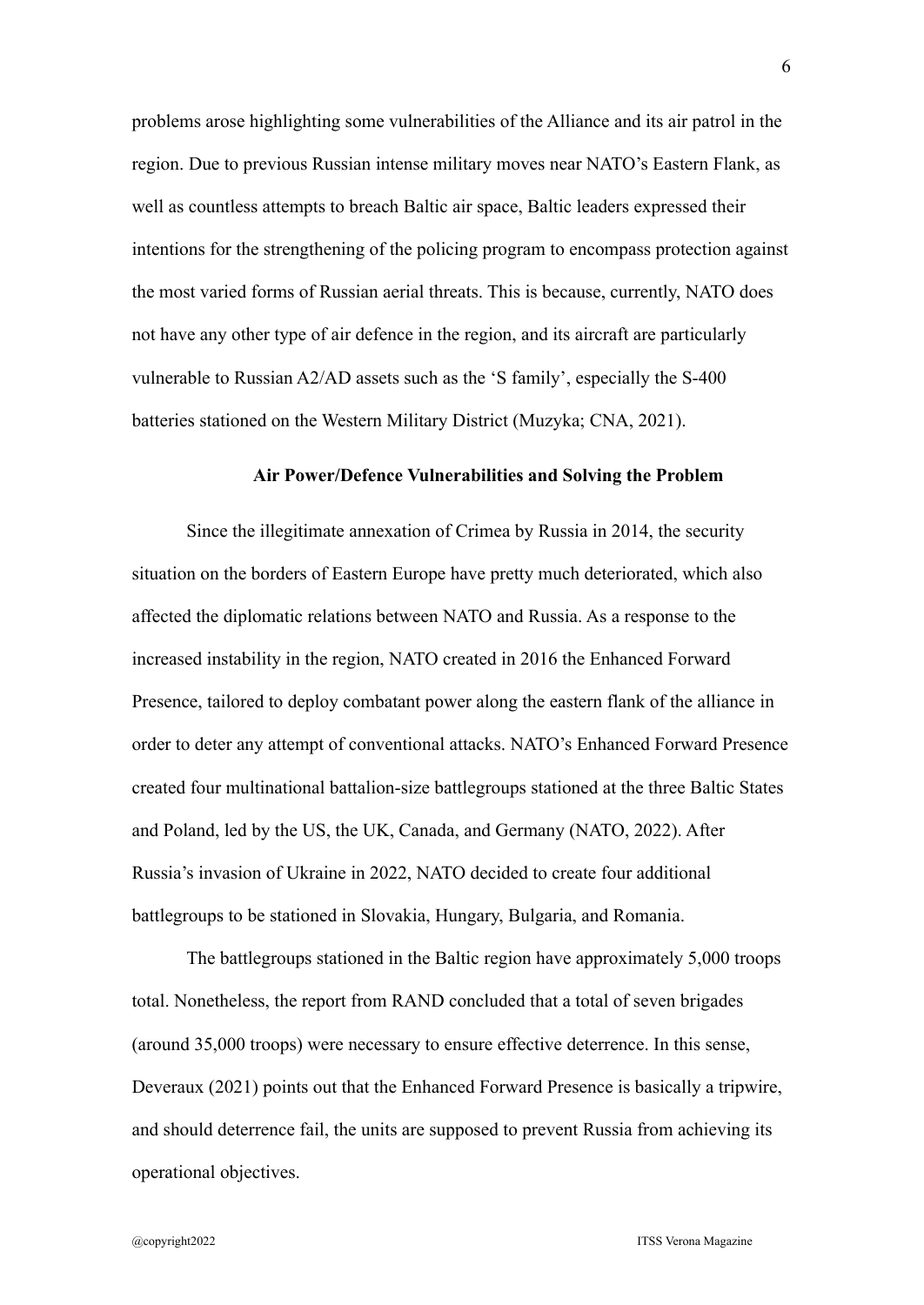problems arose highlighting some vulnerabilities of the Alliance and its air patrol in the region. Due to previous Russian intense military moves near NATO's Eastern Flank, as well as countless attempts to breach Baltic air space, Baltic leaders expressed their intentions for the strengthening of the policing program to encompass protection against the most varied forms of Russian aerial threats. This is because, currently, NATO does not have any other type of air defence in the region, and its aircraft are particularly vulnerable to Russian A2/AD assets such as the 'S family', especially the S-400 batteries stationed on the Western Military District (Muzyka; CNA, 2021).

## Air Power/Defence Vulnerabilities and Solving the Problem

Since the illegitimate annexation of Crimea by Russia in 2014, the security situation on the borders of Eastern Europe have pretty much deteriorated, which also affected the diplomatic relations between NATO and Russia. As a response to the increased instability in the region, NATO created in 2016 the Enhanced Forward Presence, tailored to deploy combatant power along the eastern flank of the alliance in order to deter any attempt of conventional attacks. NATO's Enhanced Forward Presence created four multinational battalion-size battlegroups stationed at the three Baltic States and Poland, led by the US, the UK, Canada, and Germany (NATO, 2022). After Russia's invasion of Ukraine in 2022, NATO decided to create four additional battlegroups to be stationed in Slovakia, Hungary, Bulgaria, and Romania.

The battlegroups stationed in the Baltic region have approximately 5,000 troops total. Nonetheless, the report from RAND concluded that a total of seven brigades (around 35,000 troops) were necessary to ensure effective deterrence. In this sense, Deveraux (2021) points out that the Enhanced Forward Presence is basically a tripwire, and should deterrence fail, the units are supposed to prevent Russia from achieving its operational objectives.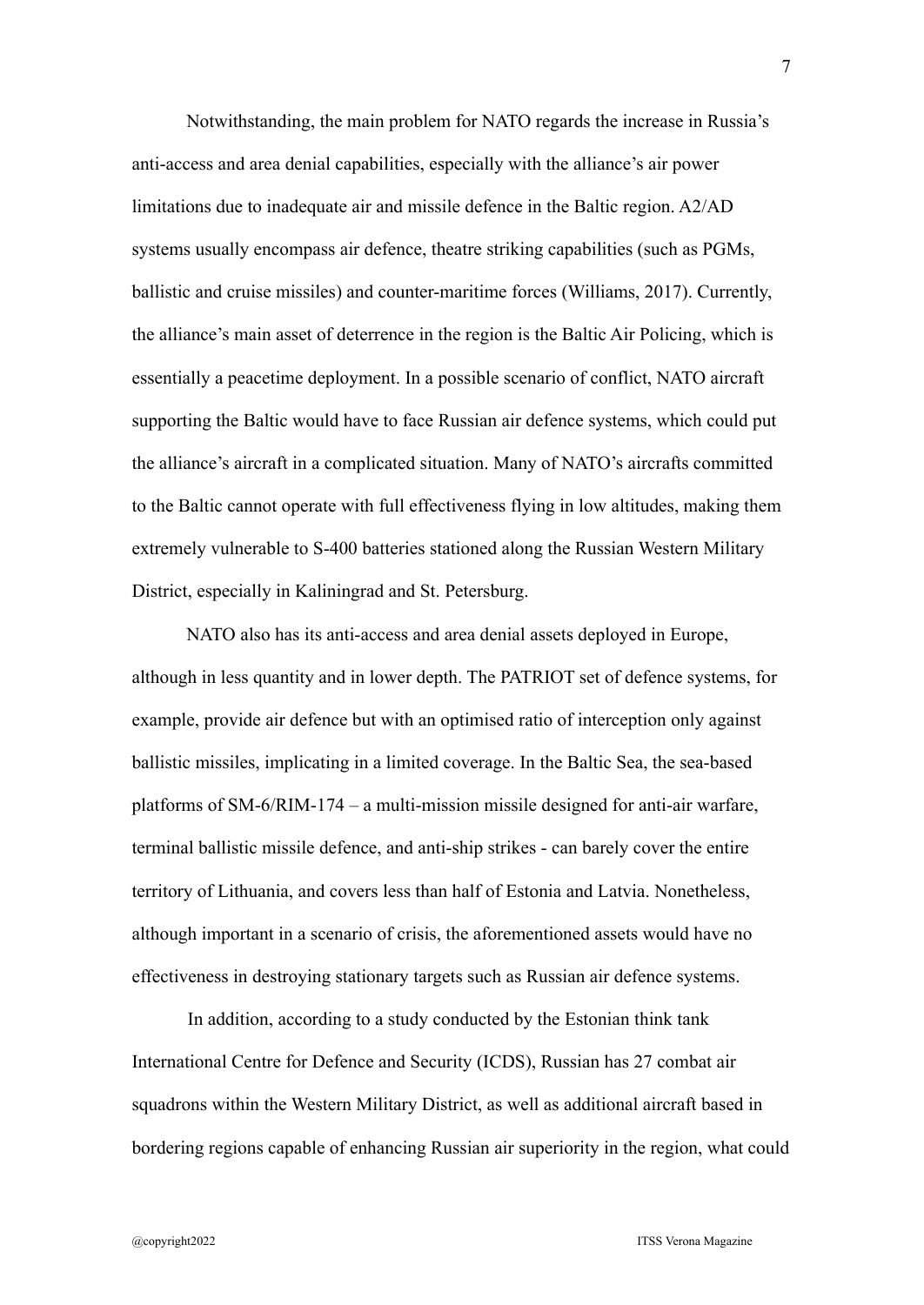Notwithstanding, the main problem for NATO regards the increase in Russia's anti-access and area denial capabilities, especially with the alliance's air power limitations due to inadequate air and missile defence in the Baltic region. A2/AD systems usually encompass air defence, theatre striking capabilities (such as PGMs, ballistic and cruise missiles) and counter-maritime forces (Williams, 2017). Currently, the alliance's main asset of deterrence in the region is the Baltic Air Policing, which is essentially a peacetime deployment. In a possible scenario of conflict, NATO aircraft supporting the Baltic would have to face Russian air defence systems, which could put the alliance's aircraft in a complicated situation. Many of NATO's aircrafts committed to the Baltic cannot operate with full effectiveness flying in low altitudes, making them extremely vulnerable to S-400 batteries stationed along the Russian Western Military District, especially in Kaliningrad and St. Petersburg.

NATO also has its anti-access and area denial assets deployed in Europe, although in less quantity and in lower depth. The PATRIOT set of defence systems, for example, provide air defence but with an optimised ratio of interception only against ballistic missiles, implicating in a limited coverage. In the Baltic Sea, the sea-based platforms of SM-6/RIM-174 – a multi-mission missile designed for anti-air warfare, terminal ballistic missile defence, and anti-ship strikes - can barely cover the entire territory of Lithuania, and covers less than half of Estonia and Latvia. Nonetheless, although important in a scenario of crisis, the aforementioned assets would have no effectiveness in destroying stationary targets such as Russian air defence systems.

In addition, according to a study conducted by the Estonian think tank International Centre for Defence and Security (ICDS), Russian has 27 combat air squadrons within the Western Military District, as well as additional aircraft based in bordering regions capable of enhancing Russian air superiority in the region, what could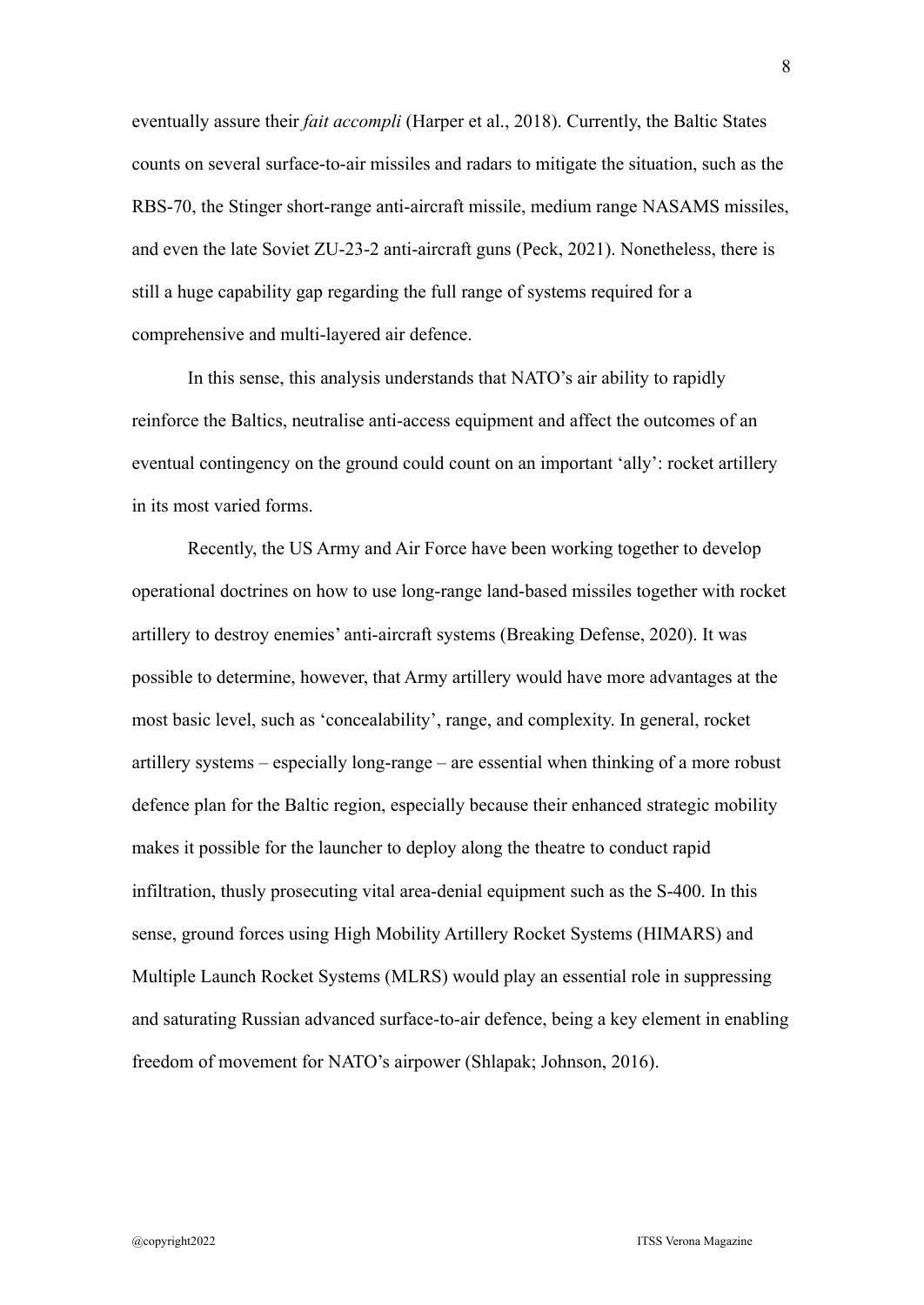eventually assure their *fait accompli* (Harper et al., 2018). Currently, the Baltic States counts on several surface-to-air missiles and radars to mitigate the situation, such as the RBS-70, the Stinger short-range anti-aircraft missile, medium range NASAMS missiles, and even the late Soviet ZU-23-2 anti-aircraft guns (Peck, 2021). Nonetheless, there is still a huge capability gap regarding the full range of systems required for a comprehensive and multi-layered air defence.

In this sense, this analysis understands that NATO's air ability to rapidly reinforce the Baltics, neutralise anti-access equipment and affect the outcomes of an eventual contingency on the ground could count on an important 'ally': rocket artillery in its most varied forms.

Recently, the US Army and Air Force have been working together to develop operational doctrines on how to use long-range land-based missiles together with rocket artillery to destroy enemies' anti-aircraft systems (Breaking Defense, 2020). It was possible to determine, however, that Army artillery would have more advantages at the most basic level, such as 'concealability', range, and complexity. In general, rocket artillery systems – especially long-range – are essential when thinking of a more robust defence plan for the Baltic region, especially because their enhanced strategic mobility makes it possible for the launcher to deploy along the theatre to conduct rapid infiltration, thusly prosecuting vital area-denial equipment such as the S-400. In this sense, ground forces using High Mobility Artillery Rocket Systems (HIMARS) and Multiple Launch Rocket Systems (MLRS) would play an essential role in suppressing and saturating Russian advanced surface-to-air defence, being a key element in enabling freedom of movement for NATO's airpower (Shlapak; Johnson, 2016).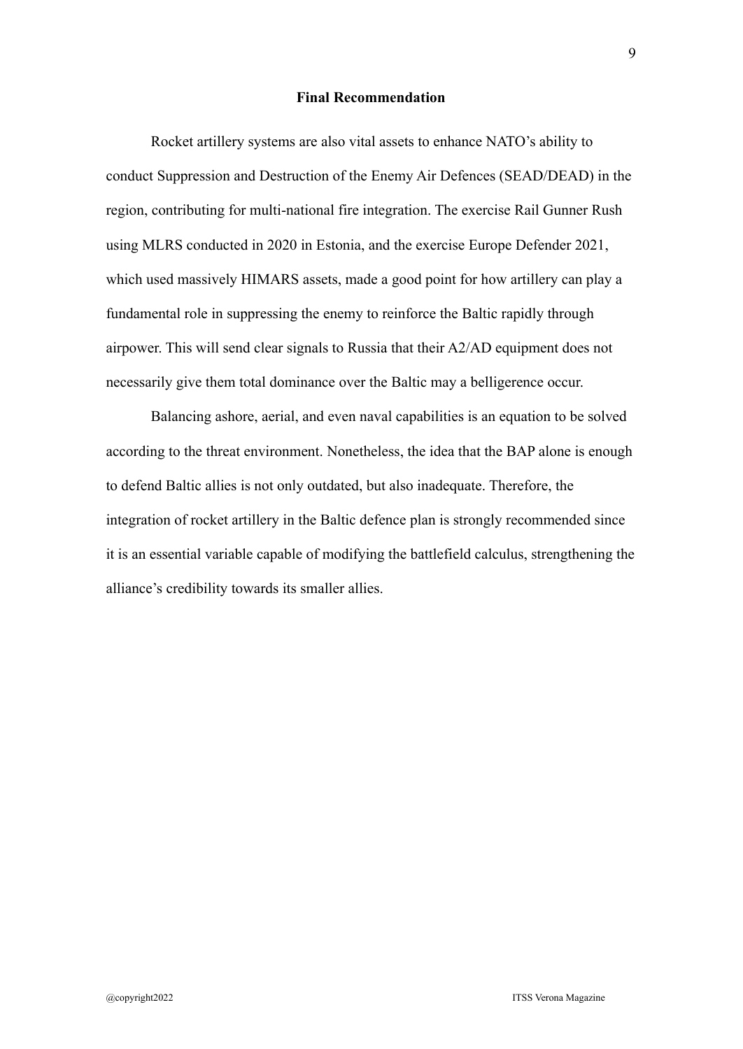## Final Recommendation

Rocket artillery systems are also vital assets to enhance NATO's ability to conduct Suppression and Destruction of the Enemy Air Defences (SEAD/DEAD) in the region, contributing for multi-national fire integration. The exercise Rail Gunner Rush using MLRS conducted in 2020 in Estonia, and the exercise Europe Defender 2021, which used massively HIMARS assets, made a good point for how artillery can play a fundamental role in suppressing the enemy to reinforce the Baltic rapidly through airpower. This will send clear signals to Russia that their A2/AD equipment does not necessarily give them total dominance over the Baltic may a belligerence occur.

Balancing ashore, aerial, and even naval capabilities is an equation to be solved according to the threat environment. Nonetheless, the idea that the BAP alone is enough to defend Baltic allies is not only outdated, but also inadequate. Therefore, the integration of rocket artillery in the Baltic defence plan is strongly recommended since it is an essential variable capable of modifying the battlefield calculus, strengthening the alliance's credibility towards its smaller allies.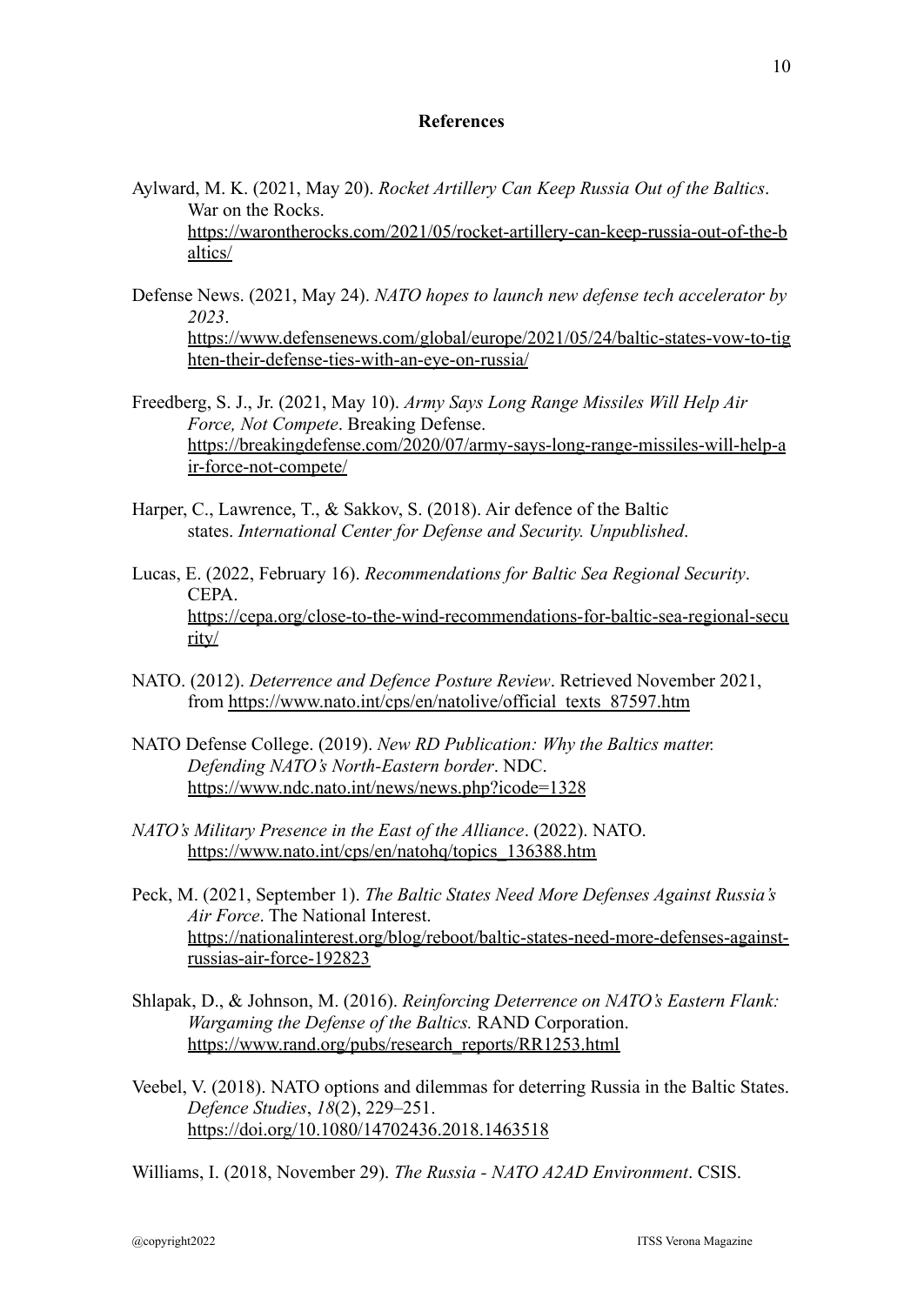## References

Aylward, M. K. (2021, May 20). *Rocket Artillery Can Keep Russia Out of the Baltics*. War on the Rocks. https://warontherocks.com/2021/05/rocket-artillery-can-keep-russia-out-of-the-baltics/

Defense News. (2021, May 24). *NATO hopes to launch new defense tech accelerator by 2023*. https://www.defensenews.com/global/europe/2021/05/24/baltic-states-vow-to-tighten-their-defense-ties-with-an-eye-on-russia/

Freedberg, S. J., Jr. (2021, May 10). *Army Says Long Range Missiles Will Help Air Force, Not Compete*. Breaking Defense. https://breakingdefense.com/2020/07/army-says-long-range-missiles-will-help-air-force-not-compete/

Harper, C., Lawrence, T., & Sakkov, S. (2018). Air defence of the Baltic states. *International Center for Defense and Security. Unpublished*.

Lucas, E. (2022, February 16). *Recommendations for Baltic Sea Regional Security*. CEPA. https://cepa.org/close-to-the-wind-recommendations-for-baltic-sea-regional-security/

NATO. (2012). *Deterrence and Defence Posture Review*. Retrieved November 2021, from https://www.nato.int/cps/en/natolive/official_texts_87597.htm

NATO Defense College. (2019). *New RD Publication: Why the Baltics matter. Defending NATO's North-Eastern border*. NDC. https://www.ndc.nato.int/news/news.php?icode=1328

*NATO's Military Presence in the East of the Alliance*. (2022). NATO. https://www.nato.int/cps/en/natohq/topics_136388.htm

Peck, M. (2021, September 1). *The Baltic States Need More Defenses Against Russia's Air Force*. The National Interest. https://nationalinterest.org/blog/reboot/baltic-states-need-more-defenses-against-russias-air-force-192823

Shlapak, D., & Johnson, M. (2016). *Reinforcing Deterrence on NATO's Eastern Flank: Wargaming the Defense of the Baltics.* RAND Corporation. https://www.rand.org/pubs/research_reports/RR1253.html

Veebel, V. (2018). NATO options and dilemmas for deterring Russia in the Baltic States. *Defence Studies*, *18*(2), 229–251. https://doi.org/10.1080/14702436.2018.1463518

Williams, I. (2018, November 29). *The Russia - NATO A2AD Environment*. CSIS.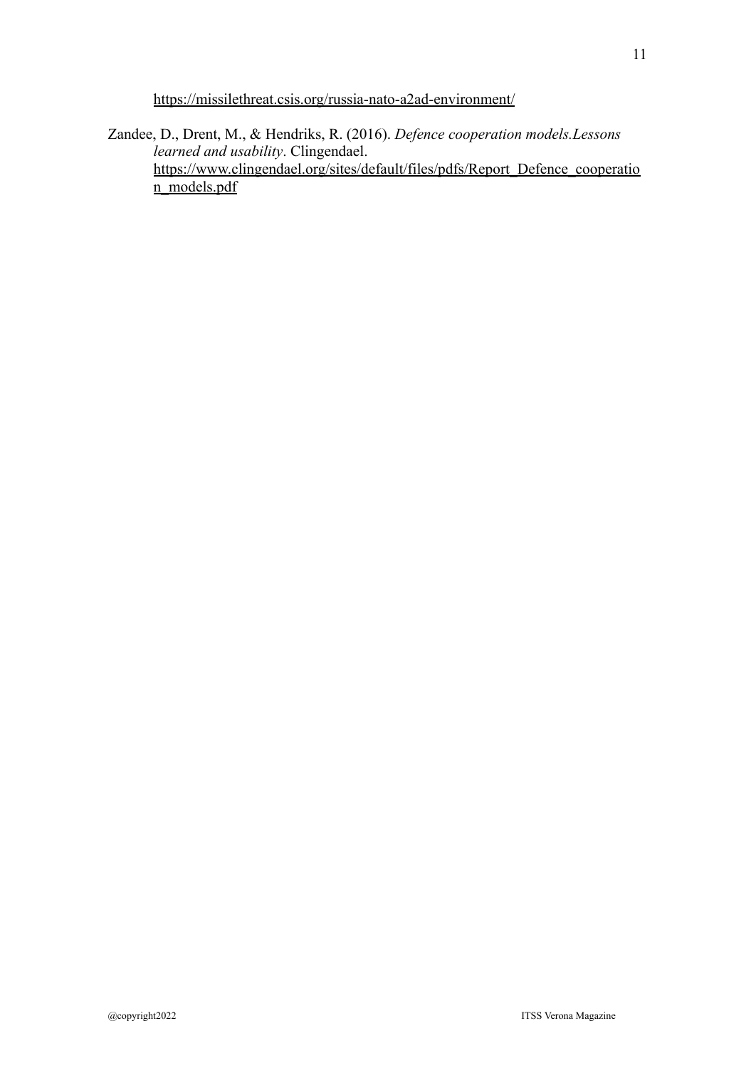https://missilethreat.csis.org/russia-nato-a2ad-environment/

Zandee, D., Drent, M., & Hendriks, R. (2016). *Defence cooperation models.Lessons learned and usability*. Clingendael. https://www.clingendael.org/sites/default/files/pdfs/Report_Defence_cooperation_models.pdf